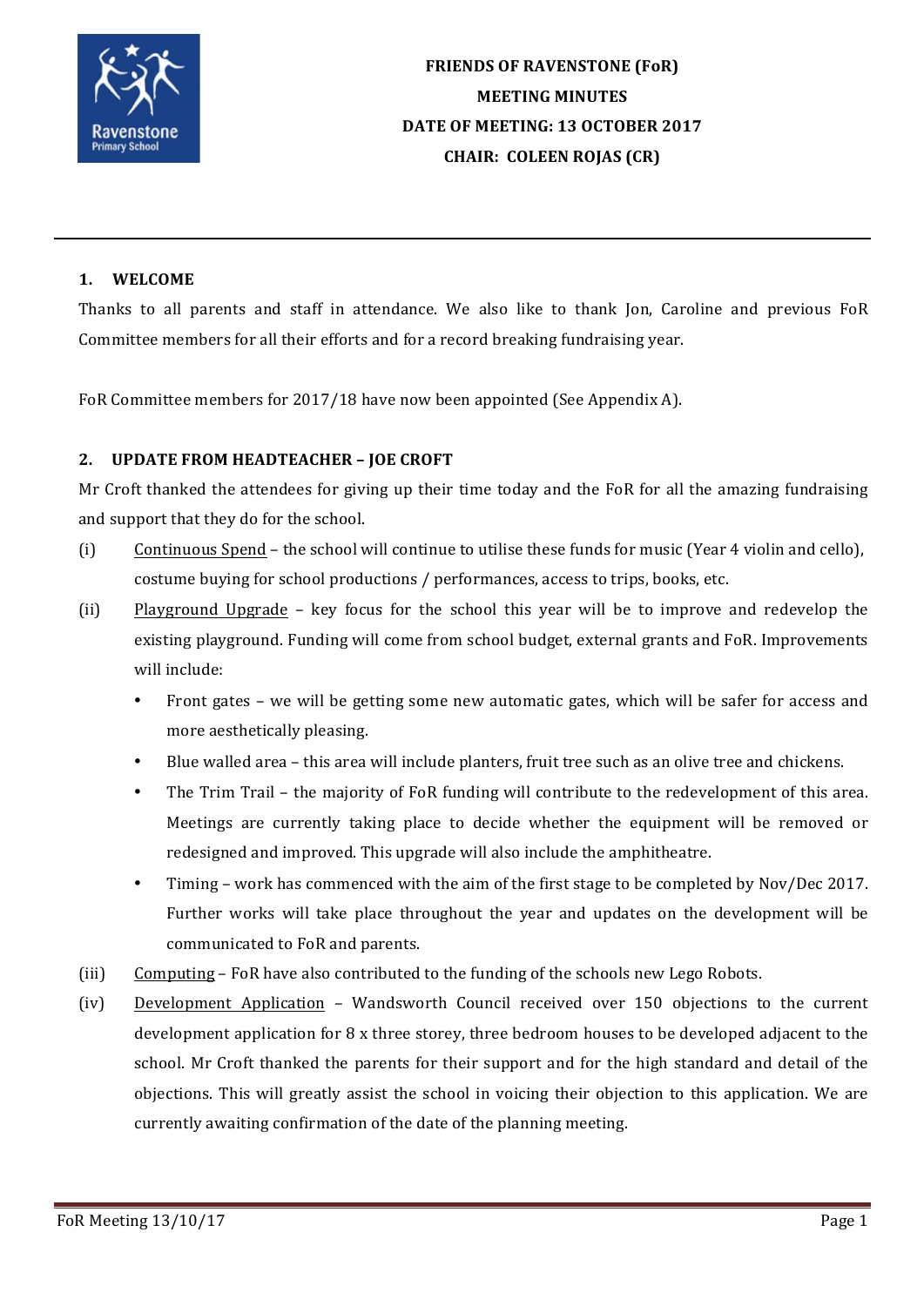**FRIENDS OF RAVENSTONE (FoR)**
**MEETING MINUTES**
**DATE OF MEETING: 13 OCTOBER 2017**
**CHAIR: COLEEN ROJAS (CR)**

## 1. WELCOME

Thanks to all parents and staff in attendance. We also like to thank Jon, Caroline and previous FoR Committee members for all their efforts and for a record breaking fundraising year.

FoR Committee members for 2017/18 have now been appointed (See Appendix A).

## 2. UPDATE FROM HEADTEACHER – JOE CROFT

Mr Croft thanked the attendees for giving up their time today and the FoR for all the amazing fundraising and support that they do for the school.

(i) Continuous Spend – the school will continue to utilise these funds for music (Year 4 violin and cello), costume buying for school productions / performances, access to trips, books, etc.

(ii) Playground Upgrade – key focus for the school this year will be to improve and redevelop the existing playground. Funding will come from school budget, external grants and FoR. Improvements will include:

- Front gates – we will be getting some new automatic gates, which will be safer for access and more aesthetically pleasing.
- Blue walled area – this area will include planters, fruit tree such as an olive tree and chickens.
- The Trim Trail – the majority of FoR funding will contribute to the redevelopment of this area. Meetings are currently taking place to decide whether the equipment will be removed or redesigned and improved. This upgrade will also include the amphitheatre.
- Timing – work has commenced with the aim of the first stage to be completed by Nov/Dec 2017. Further works will take place throughout the year and updates on the development will be communicated to FoR and parents.

(iii) Computing – FoR have also contributed to the funding of the schools new Lego Robots.

(iv) Development Application – Wandsworth Council received over 150 objections to the current development application for 8 x three storey, three bedroom houses to be developed adjacent to the school. Mr Croft thanked the parents for their support and for the high standard and detail of the objections. This will greatly assist the school in voicing their objection to this application. We are currently awaiting confirmation of the date of the planning meeting.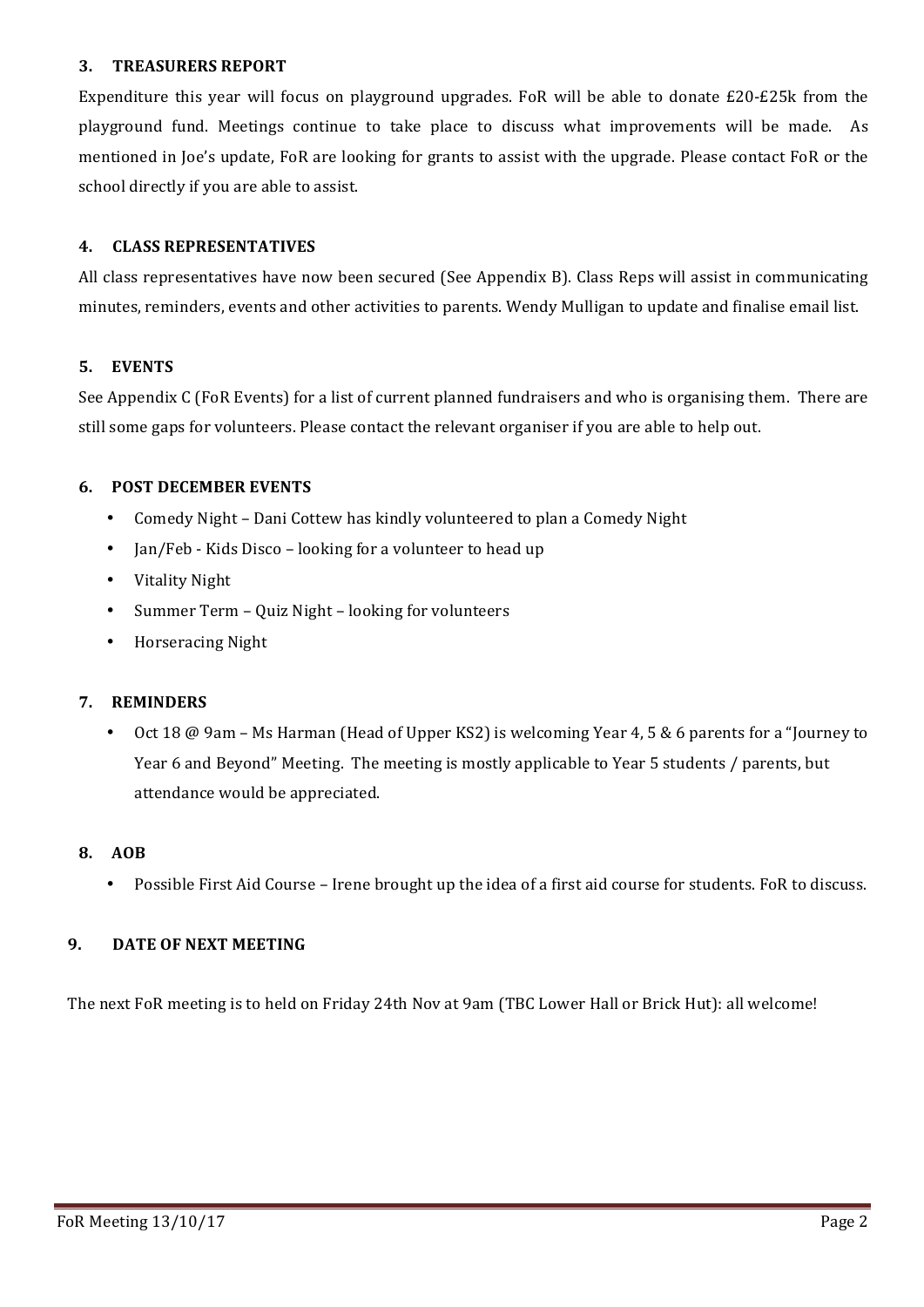## 3. TREASURERS REPORT

Expenditure this year will focus on playground upgrades. FoR will be able to donate £20-£25k from the playground fund. Meetings continue to take place to discuss what improvements will be made. As mentioned in Joe's update, FoR are looking for grants to assist with the upgrade. Please contact FoR or the school directly if you are able to assist.

## 4. CLASS REPRESENTATIVES

All class representatives have now been secured (See Appendix B). Class Reps will assist in communicating minutes, reminders, events and other activities to parents. Wendy Mulligan to update and finalise email list.

## 5. EVENTS

See Appendix C (FoR Events) for a list of current planned fundraisers and who is organising them. There are still some gaps for volunteers. Please contact the relevant organiser if you are able to help out.

## 6. POST DECEMBER EVENTS

- Comedy Night – Dani Cottew has kindly volunteered to plan a Comedy Night
- Jan/Feb - Kids Disco – looking for a volunteer to head up
- Vitality Night
- Summer Term – Quiz Night – looking for volunteers
- Horseracing Night

## 7. REMINDERS

- Oct 18 @ 9am – Ms Harman (Head of Upper KS2) is welcoming Year 4, 5 & 6 parents for a "Journey to Year 6 and Beyond" Meeting. The meeting is mostly applicable to Year 5 students / parents, but attendance would be appreciated.

## 8. AOB

- Possible First Aid Course – Irene brought up the idea of a first aid course for students. FoR to discuss.

## 9. DATE OF NEXT MEETING

The next FoR meeting is to held on Friday 24th Nov at 9am (TBC Lower Hall or Brick Hut): all welcome!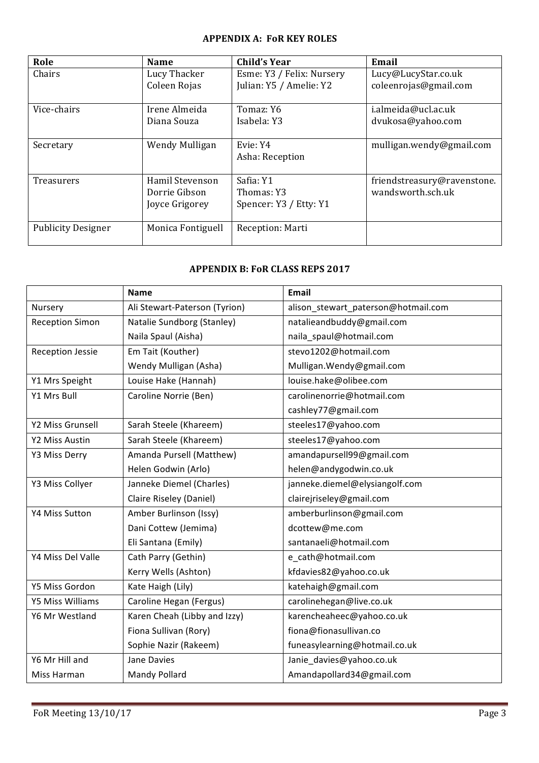### APPENDIX A: FoR KEY ROLES

| Role | Name | Child's Year | Email |
|---|---|---|---|
| Chairs | Lucy Thacker<br>Coleen Rojas | Esme: Y3 / Felix: Nursery<br>Julian: Y5 / Amelie: Y2 | Lucy@LucyStar.co.uk<br>coleenrojas@gmail.com |
| Vice-chairs | Irene Almeida<br>Diana Souza | Tomaz: Y6<br>Isabela: Y3 | i.almeida@ucl.ac.uk<br>dvukosa@yahoo.com |
| Secretary | Wendy Mulligan | Evie: Y4<br>Asha: Reception | mulligan.wendy@gmail.com |
| Treasurers | Hamil Stevenson<br>Dorrie Gibson<br>Joyce Grigorey | Safia: Y1<br>Thomas: Y3<br>Spencer: Y3 / Etty: Y1 | friendstreasury@ravenstone.wandsworth.sch.uk |
| Publicity Designer | Monica Fontiguell | Reception: Marti | |

### APPENDIX B: FoR CLASS REPS 2017

| | Name | Email |
|---|---|---|
| Nursery | Ali Stewart-Paterson (Tyrion) | alison_stewart_paterson@hotmail.com |
| Reception Simon | Natalie Sundborg (Stanley) | natalieandbuddy@gmail.com |
| | Naila Spaul (Aisha) | naila_spaul@hotmail.com |
| Reception Jessie | Em Tait (Kouther) | stevo1202@hotmail.com |
| | Wendy Mulligan (Asha) | Mulligan.Wendy@gmail.com |
| Y1 Mrs Speight | Louise Hake (Hannah) | louise.hake@olibee.com |
| Y1 Mrs Bull | Caroline Norrie (Ben) | carolinenorrie@hotmail.com |
| | | cashley77@gmail.com |
| Y2 Miss Grunsell | Sarah Steele (Khareem) | steeles17@yahoo.com |
| Y2 Miss Austin | Sarah Steele (Khareem) | steeles17@yahoo.com |
| Y3 Miss Derry | Amanda Pursell (Matthew) | amandapursell99@gmail.com |
| | Helen Godwin (Arlo) | helen@andygodwin.co.uk |
| Y3 Miss Collyer | Janneke Diemel (Charles) | janneke.diemel@elysiangolf.com |
| | Claire Riseley (Daniel) | clairejriseley@gmail.com |
| Y4 Miss Sutton | Amber Burlinson (Issy) | amberburlinson@gmail.com |
| | Dani Cottew (Jemima) | dcottew@me.com |
| | Eli Santana (Emily) | santanaeli@hotmail.com |
| Y4 Miss Del Valle | Cath Parry (Gethin) | e_cath@hotmail.com |
| | Kerry Wells (Ashton) | kfdavies82@yahoo.co.uk |
| Y5 Miss Gordon | Kate Haigh (Lily) | katehaigh@gmail.com |
| Y5 Miss Williams | Caroline Hegan (Fergus) | carolinehegan@live.co.uk |
| Y6 Mr Westland | Karen Cheah (Libby and Izzy) | karencheaheec@yahoo.co.uk |
| | Fiona Sullivan (Rory) | fiona@fionasullivan.co |
| | Sophie Nazir (Rakeem) | funeasylearning@hotmail.co.uk |
| Y6 Mr Hill and | Jane Davies | Janie_davies@yahoo.co.uk |
| Miss Harman | Mandy Pollard | Amandapollard34@gmail.com |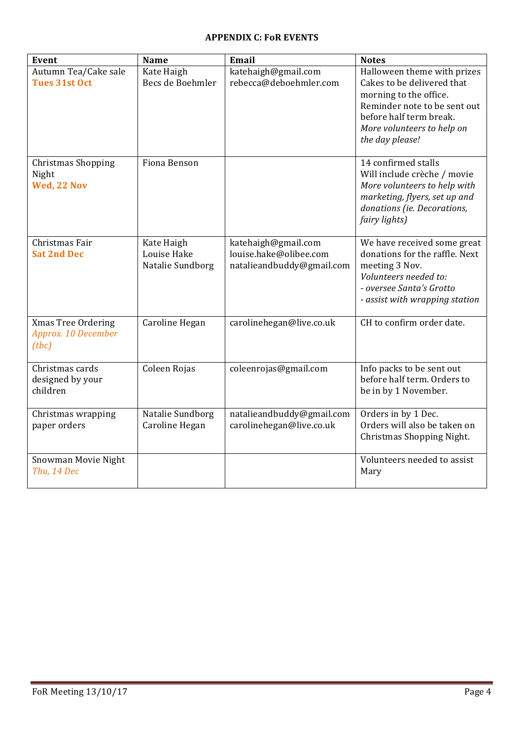## APPENDIX C: FoR EVENTS

| Event | Name | Email | Notes |
|---|---|---|---|
| Autumn Tea/Cake sale **Tues 31st Oct** | Kate Haigh<br>Becs de Boehmler | katehaigh@gmail.com<br>rebecca@deboehmler.com | Halloween theme with prizes Cakes to be delivered that morning to the office. Reminder note to be sent out before half term break. *More volunteers to help on the day please!* |
| Christmas Shopping Night **Wed, 22 Nov** | Fiona Benson | | 14 confirmed stalls Will include crèche / movie *More volunteers to help with marketing, flyers, set up and donations (ie. Decorations, fairy lights)* |
| Christmas Fair **Sat 2nd Dec** | Kate Haigh<br>Louise Hake<br>Natalie Sundborg | katehaigh@gmail.com<br>louise.hake@olibee.com<br>natalieandbuddy@gmail.com | We have received some great donations for the raffle. Next meeting 3 Nov. *Volunteers needed to:*<br>*- oversee Santa's Grotto*<br>*- assist with wrapping station* |
| Xmas Tree Ordering *Approx. 10 December (tbc)* | Caroline Hegan | carolinehegan@live.co.uk | CH to confirm order date. |
| Christmas cards designed by your children | Coleen Rojas | coleenrojas@gmail.com | Info packs to be sent out before half term. Orders to be in by 1 November. |
| Christmas wrapping paper orders | Natalie Sundborg<br>Caroline Hegan | natalieandbuddy@gmail.com<br>carolinehegan@live.co.uk | Orders in by 1 Dec. Orders will also be taken on Christmas Shopping Night. |
| Snowman Movie Night *Thu, 14 Dec* | | | Volunteers needed to assist Mary |